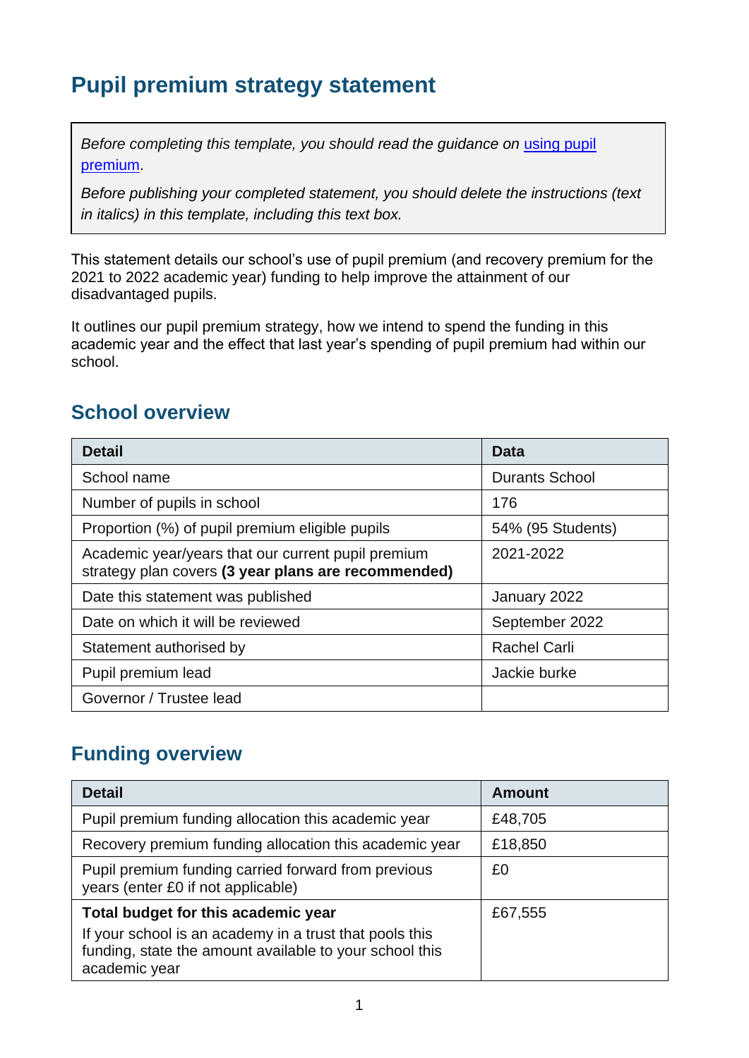# Pupil premium strategy statement

*Before completing this template, you should read the guidance on [using pupil premium](using pupil premium).*

*Before publishing your completed statement, you should delete the instructions (text in italics) in this template, including this text box.*

This statement details our school's use of pupil premium (and recovery premium for the 2021 to 2022 academic year) funding to help improve the attainment of our disadvantaged pupils.

It outlines our pupil premium strategy, how we intend to spend the funding in this academic year and the effect that last year's spending of pupil premium had within our school.

## School overview

| Detail | Data |
|---|---|
| School name | Durants School |
| Number of pupils in school | 176 |
| Proportion (%) of pupil premium eligible pupils | 54% (95 Students) |
| Academic year/years that our current pupil premium strategy plan covers **(3 year plans are recommended)** | 2021-2022 |
| Date this statement was published | January 2022 |
| Date on which it will be reviewed | September 2022 |
| Statement authorised by | Rachel Carli |
| Pupil premium lead | Jackie burke |
| Governor / Trustee lead | |

## Funding overview

| Detail | Amount |
|---|---|
| Pupil premium funding allocation this academic year | £48,705 |
| Recovery premium funding allocation this academic year | £18,850 |
| Pupil premium funding carried forward from previous years (enter £0 if not applicable) | £0 |
| **Total budget for this academic year**<br>If your school is an academy in a trust that pools this funding, state the amount available to your school this academic year | £67,555 |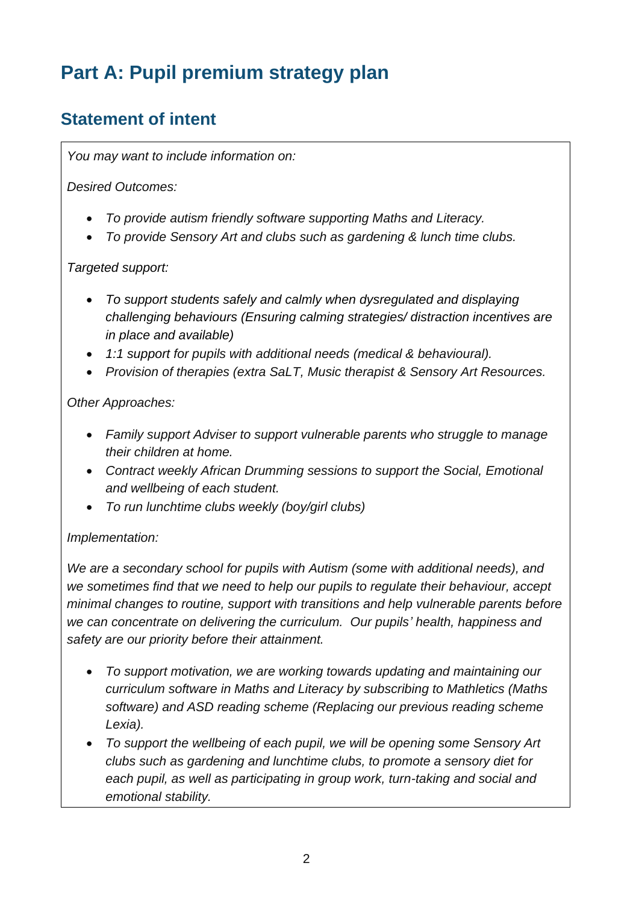# Part A: Pupil premium strategy plan

## Statement of intent

*You may want to include information on:*

*Desired Outcomes:*

- *To provide autism friendly software supporting Maths and Literacy.*
- *To provide Sensory Art and clubs such as gardening & lunch time clubs.*

*Targeted support:*

- *To support students safely and calmly when dysregulated and displaying challenging behaviours (Ensuring calming strategies/ distraction incentives are in place and available)*
- *1:1 support for pupils with additional needs (medical & behavioural).*
- *Provision of therapies (extra SaLT, Music therapist & Sensory Art Resources.*

*Other Approaches:*

- *Family support Adviser to support vulnerable parents who struggle to manage their children at home.*
- *Contract weekly African Drumming sessions to support the Social, Emotional and wellbeing of each student.*
- *To run lunchtime clubs weekly (boy/girl clubs)*

*Implementation:*

*We are a secondary school for pupils with Autism (some with additional needs), and we sometimes find that we need to help our pupils to regulate their behaviour, accept minimal changes to routine, support with transitions and help vulnerable parents before we can concentrate on delivering the curriculum. Our pupils' health, happiness and safety are our priority before their attainment.*

- *To support motivation, we are working towards updating and maintaining our curriculum software in Maths and Literacy by subscribing to Mathletics (Maths software) and ASD reading scheme (Replacing our previous reading scheme Lexia).*
- *To support the wellbeing of each pupil, we will be opening some Sensory Art clubs such as gardening and lunchtime clubs, to promote a sensory diet for each pupil, as well as participating in group work, turn-taking and social and emotional stability.*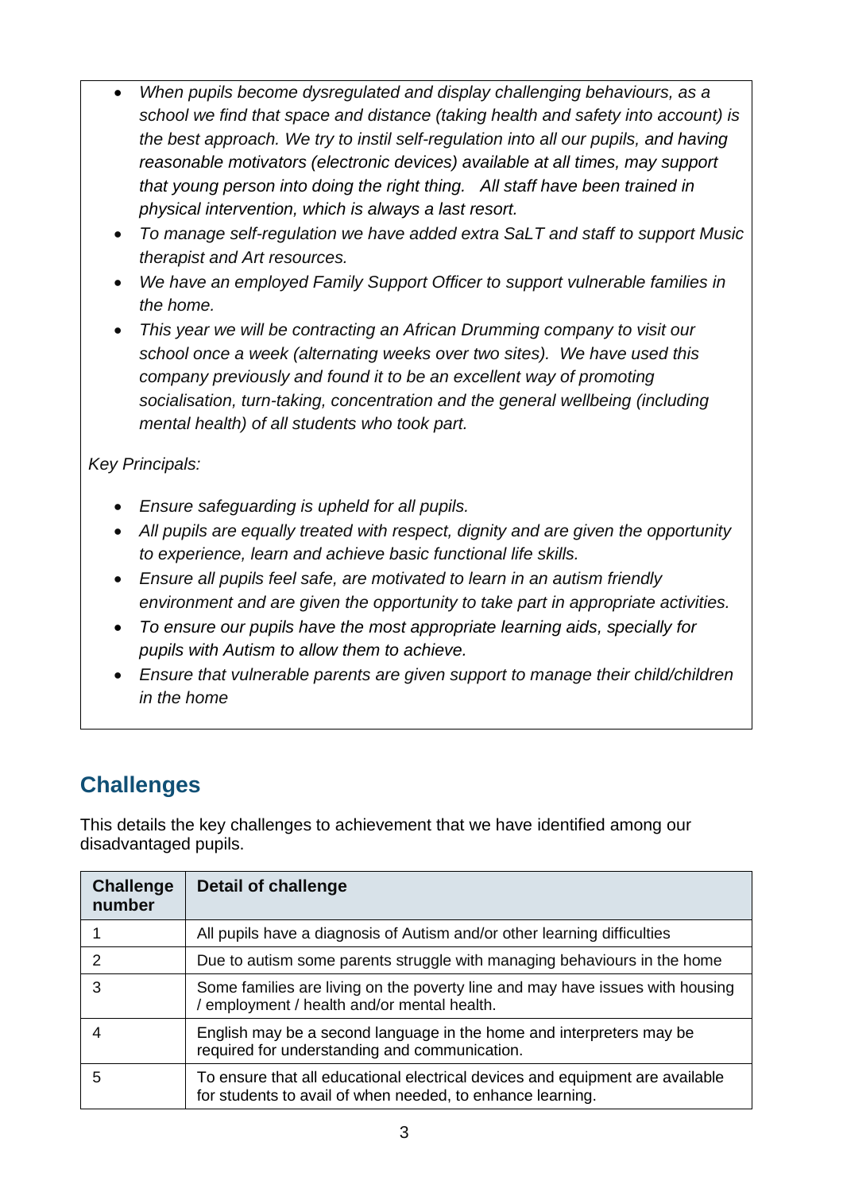- *When pupils become dysregulated and display challenging behaviours, as a school we find that space and distance (taking health and safety into account) is the best approach. We try to instil self-regulation into all our pupils, and having reasonable motivators (electronic devices) available at all times, may support that young person into doing the right thing. All staff have been trained in physical intervention, which is always a last resort.*
- *To manage self-regulation we have added extra SaLT and staff to support Music therapist and Art resources.*
- *We have an employed Family Support Officer to support vulnerable families in the home.*
- *This year we will be contracting an African Drumming company to visit our school once a week (alternating weeks over two sites). We have used this company previously and found it to be an excellent way of promoting socialisation, turn-taking, concentration and the general wellbeing (including mental health) of all students who took part.*

*Key Principals:*

- *Ensure safeguarding is upheld for all pupils.*
- *All pupils are equally treated with respect, dignity and are given the opportunity to experience, learn and achieve basic functional life skills.*
- *Ensure all pupils feel safe, are motivated to learn in an autism friendly environment and are given the opportunity to take part in appropriate activities.*
- *To ensure our pupils have the most appropriate learning aids, specially for pupils with Autism to allow them to achieve.*
- *Ensure that vulnerable parents are given support to manage their child/children in the home*

## Challenges

This details the key challenges to achievement that we have identified among our disadvantaged pupils.

| Challenge number | Detail of challenge |
|---|---|
| 1 | All pupils have a diagnosis of Autism and/or other learning difficulties |
| 2 | Due to autism some parents struggle with managing behaviours in the home |
| 3 | Some families are living on the poverty line and may have issues with housing / employment / health and/or mental health. |
| 4 | English may be a second language in the home and interpreters may be required for understanding and communication. |
| 5 | To ensure that all educational electrical devices and equipment are available for students to avail of when needed, to enhance learning. |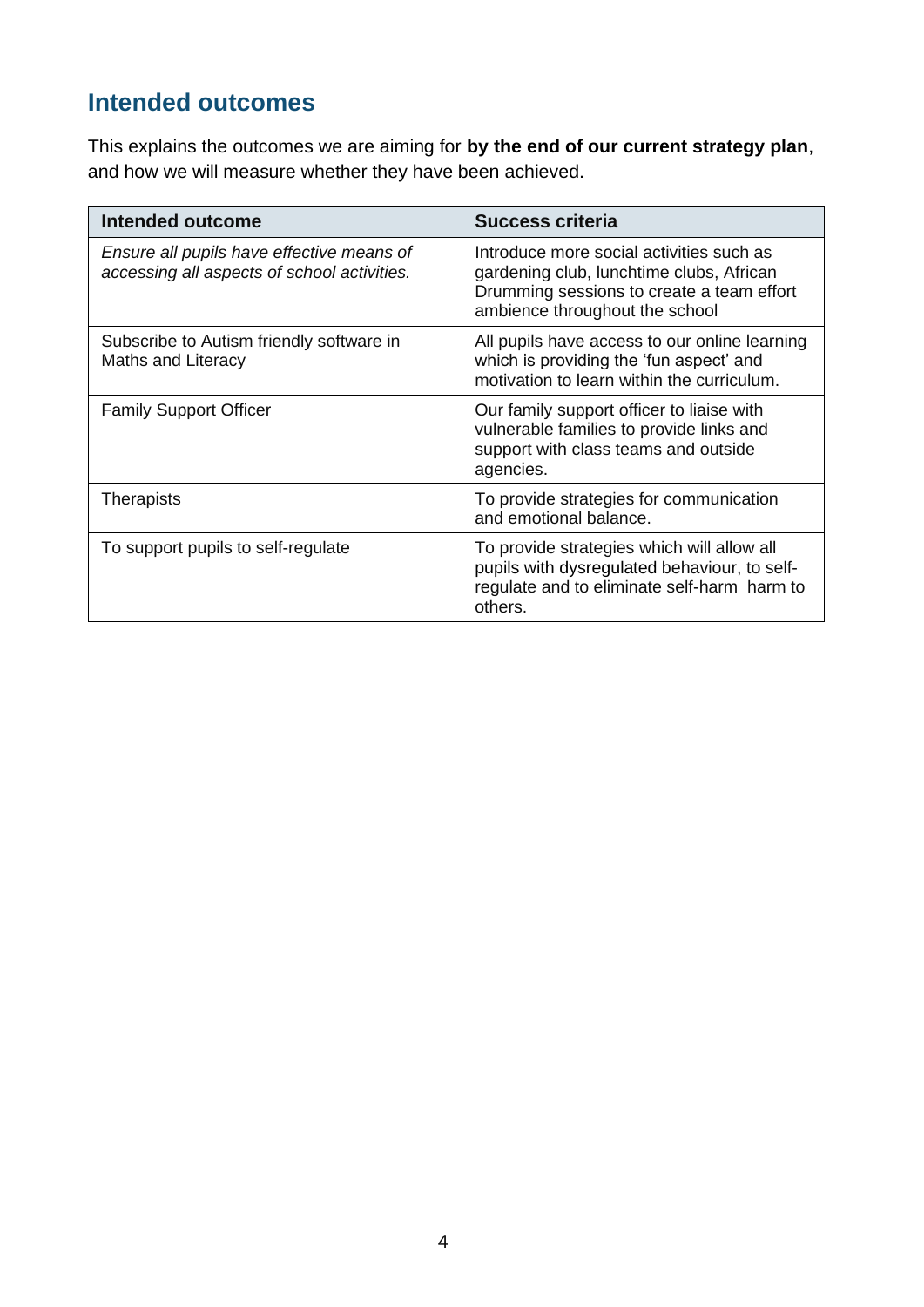## Intended outcomes

This explains the outcomes we are aiming for **by the end of our current strategy plan**, and how we will measure whether they have been achieved.

| Intended outcome | Success criteria |
| --- | --- |
| *Ensure all pupils have effective means of accessing all aspects of school activities.* | Introduce more social activities such as gardening club, lunchtime clubs, African Drumming sessions to create a team effort ambience throughout the school |
| Subscribe to Autism friendly software in Maths and Literacy | All pupils have access to our online learning which is providing the 'fun aspect' and motivation to learn within the curriculum. |
| Family Support Officer | Our family support officer to liaise with vulnerable families to provide links and support with class teams and outside agencies. |
| Therapists | To provide strategies for communication and emotional balance. |
| To support pupils to self-regulate | To provide strategies which will allow all pupils with dysregulated behaviour, to self-regulate and to eliminate self-harm  harm to others. |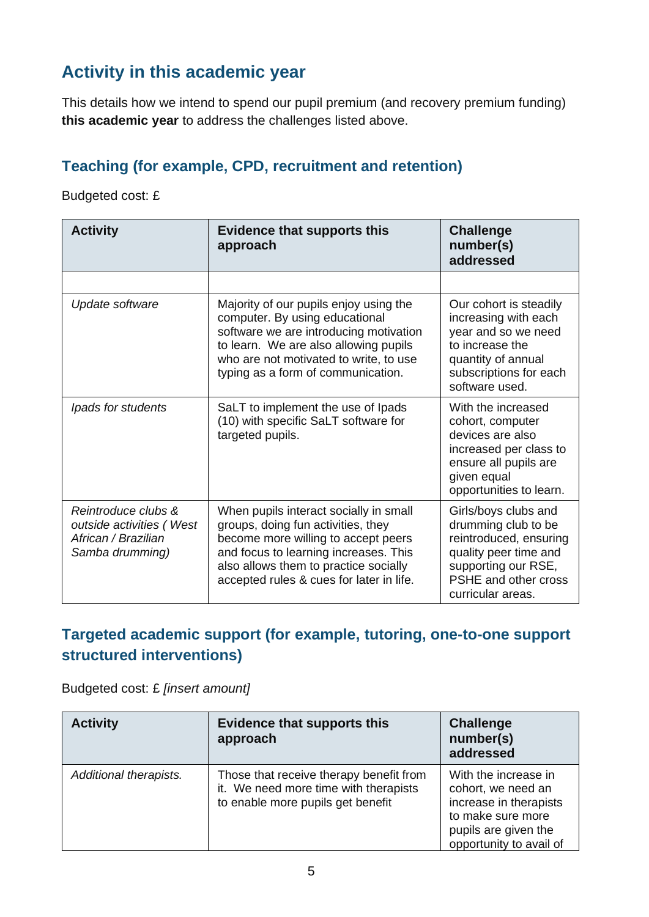## Activity in this academic year

This details how we intend to spend our pupil premium (and recovery premium funding) **this academic year** to address the challenges listed above.

### Teaching (for example, CPD, recruitment and retention)

Budgeted cost: £

| Activity | Evidence that supports this approach | Challenge number(s) addressed |
|---|---|---|
| | | |
| *Update software* | Majority of our pupils enjoy using the computer. By using educational software we are introducing motivation to learn. We are also allowing pupils who are not motivated to write, to use typing as a form of communication. | Our cohort is steadily increasing with each year and so we need to increase the quantity of annual subscriptions for each software used. |
| *Ipads for students* | SaLT to implement the use of Ipads (10) with specific SaLT software for targeted pupils. | With the increased cohort, computer devices are also increased per class to ensure all pupils are given equal opportunities to learn. |
| *Reintroduce clubs & outside activities ( West African / Brazilian Samba drumming)* | When pupils interact socially in small groups, doing fun activities, they become more willing to accept peers and focus to learning increases. This also allows them to practice socially accepted rules & cues for later in life. | Girls/boys clubs and drumming club to be reintroduced, ensuring quality peer time and supporting our RSE, PSHE and other cross curricular areas. |

### Targeted academic support (for example, tutoring, one-to-one support structured interventions)

Budgeted cost: £ *[insert amount]*

| Activity | Evidence that supports this approach | Challenge number(s) addressed |
|---|---|---|
| *Additional therapists.* | Those that receive therapy benefit from it. We need more time with therapists to enable more pupils get benefit | With the increase in cohort, we need an increase in therapists to make sure more pupils are given the opportunity to avail of |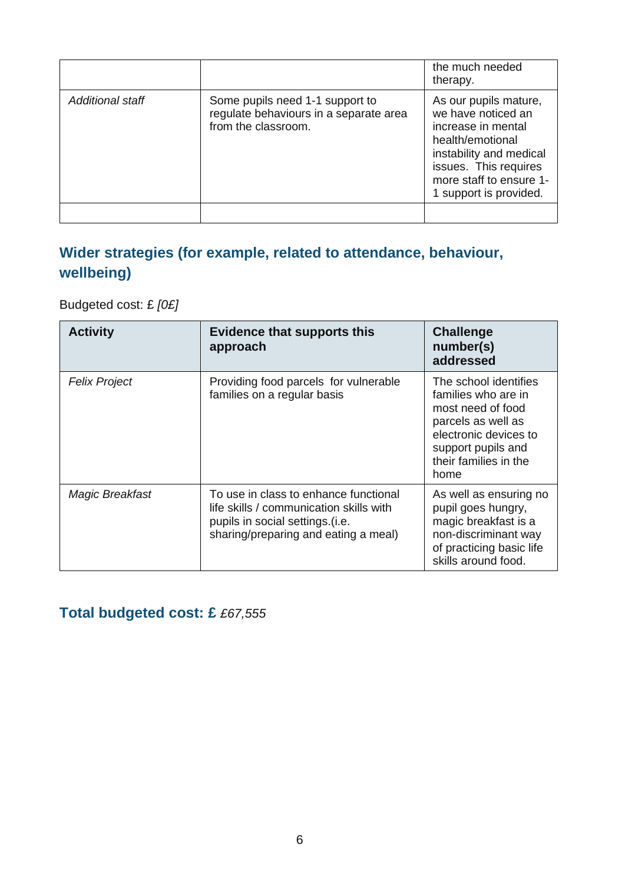| | | |
|---|---|---|
| | | the much needed therapy. |
| *Additional staff* | Some pupils need 1-1 support to regulate behaviours in a separate area from the classroom. | As our pupils mature, we have noticed an increase in mental health/emotional instability and medical issues. This requires more staff to ensure 1-1 support is provided. |
| | | |

## Wider strategies (for example, related to attendance, behaviour, wellbeing)

Budgeted cost: £ *[0£]*

| Activity | Evidence that supports this approach | Challenge number(s) addressed |
|---|---|---|
| *Felix Project* | Providing food parcels for vulnerable families on a regular basis | The school identifies families who are in most need of food parcels as well as electronic devices to support pupils and their families in the home |
| *Magic Breakfast* | To use in class to enhance functional life skills / communication skills with pupils in social settings.(i.e. sharing/preparing and eating a meal) | As well as ensuring no pupil goes hungry, magic breakfast is a non-discriminant way of practicing basic life skills around food. |

## Total budgeted cost: £ *£67,555*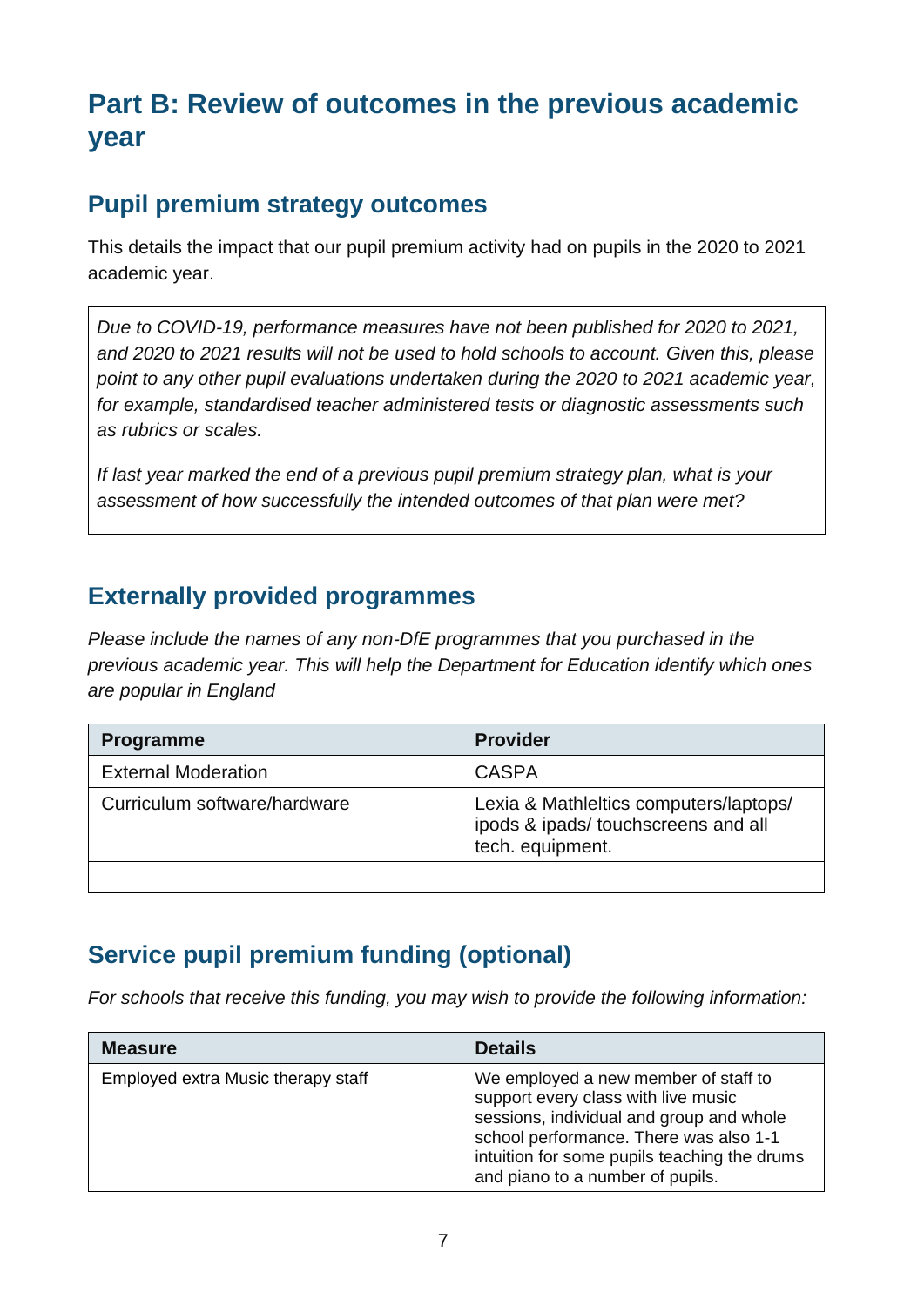# Part B: Review of outcomes in the previous academic year

## Pupil premium strategy outcomes

This details the impact that our pupil premium activity had on pupils in the 2020 to 2021 academic year.

| |
|---|
| *Due to COVID-19, performance measures have not been published for 2020 to 2021, and 2020 to 2021 results will not be used to hold schools to account. Given this, please point to any other pupil evaluations undertaken during the 2020 to 2021 academic year, for example, standardised teacher administered tests or diagnostic assessments such as rubrics or scales.*<br><br>*If last year marked the end of a previous pupil premium strategy plan, what is your assessment of how successfully the intended outcomes of that plan were met?* |

## Externally provided programmes

*Please include the names of any non-DfE programmes that you purchased in the previous academic year. This will help the Department for Education identify which ones are popular in England*

| Programme | Provider |
|---|---|
| External Moderation | CASPA |
| Curriculum software/hardware | Lexia & Mathleltics computers/laptops/ ipods & ipads/ touchscreens and all tech. equipment. |
| | |

## Service pupil premium funding (optional)

*For schools that receive this funding, you may wish to provide the following information:*

| Measure | Details |
|---|---|
| Employed extra Music therapy staff | We employed a new member of staff to support every class with live music sessions, individual and group and whole school performance. There was also 1-1 intuition for some pupils teaching the drums and piano to a number of pupils. |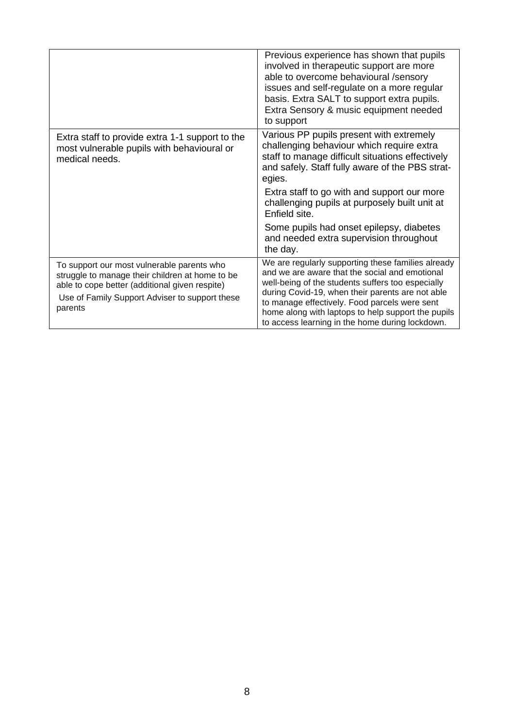| | |
|---|---|
| | Previous experience has shown that pupils involved in therapeutic support are more able to overcome behavioural /sensory issues and self-regulate on a more regular basis. Extra SALT to support extra pupils. Extra Sensory & music equipment needed to support |
| Extra staff to provide extra 1-1 support to the most vulnerable pupils with behavioural or medical needs. | Various PP pupils present with extremely challenging behaviour which require extra staff to manage difficult situations effectively and safely. Staff fully aware of the PBS strat-egies.<br><br>Extra staff to go with and support our more challenging pupils at purposely built unit at Enfield site.<br><br>Some pupils had onset epilepsy, diabetes and needed extra supervision throughout the day. |
| To support our most vulnerable parents who struggle to manage their children at home to be able to cope better (additional given respite)<br><br>Use of Family Support Adviser to support these parents | We are regularly supporting these families already and we are aware that the social and emotional well-being of the students suffers too especially during Covid-19, when their parents are not able to manage effectively. Food parcels were sent home along with laptops to help support the pupils to access learning in the home during lockdown. |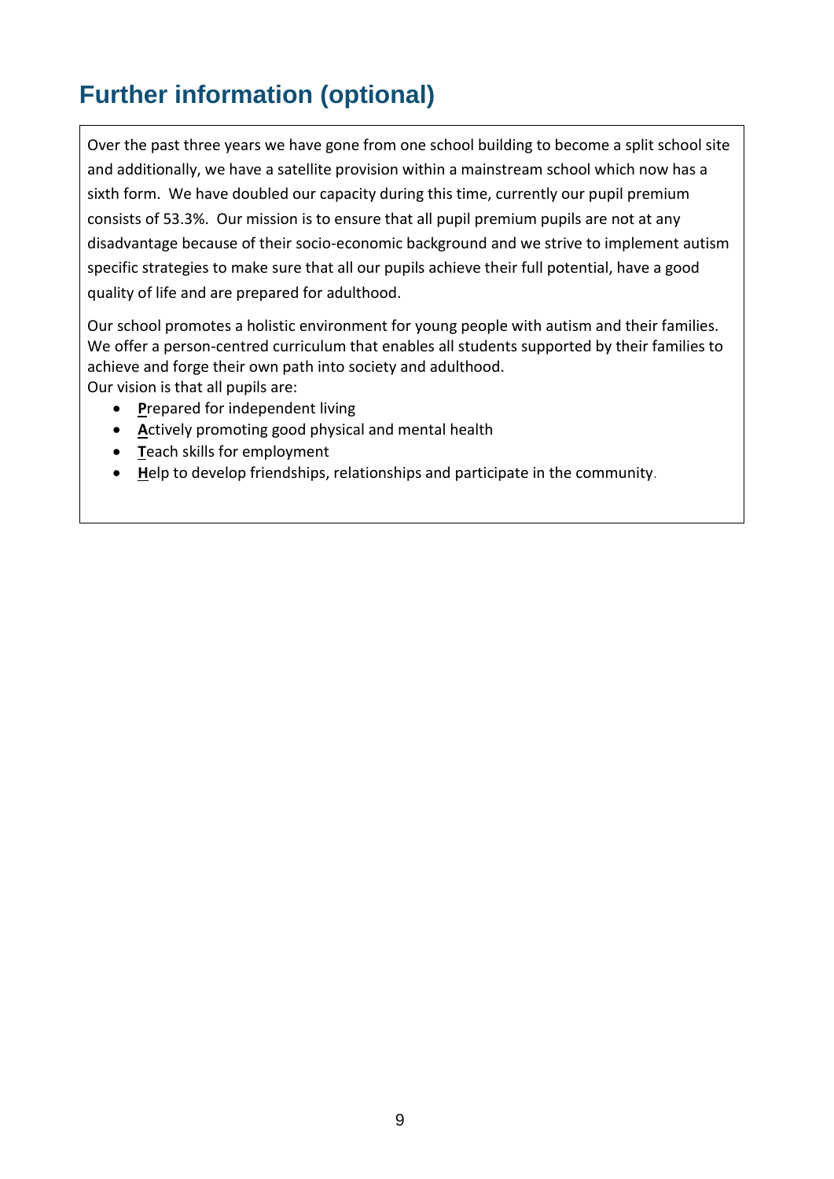## Further information (optional)

Over the past three years we have gone from one school building to become a split school site and additionally, we have a satellite provision within a mainstream school which now has a sixth form. We have doubled our capacity during this time, currently our pupil premium consists of 53.3%. Our mission is to ensure that all pupil premium pupils are not at any disadvantage because of their socio-economic background and we strive to implement autism specific strategies to make sure that all our pupils achieve their full potential, have a good quality of life and are prepared for adulthood.

Our school promotes a holistic environment for young people with autism and their families. We offer a person-centred curriculum that enables all students supported by their families to achieve and forge their own path into society and adulthood.
Our vision is that all pupils are:

- **P**repared for independent living
- **A**ctively promoting good physical and mental health
- **T**each skills for employment
- **H**elp to develop friendships, relationships and participate in the community.